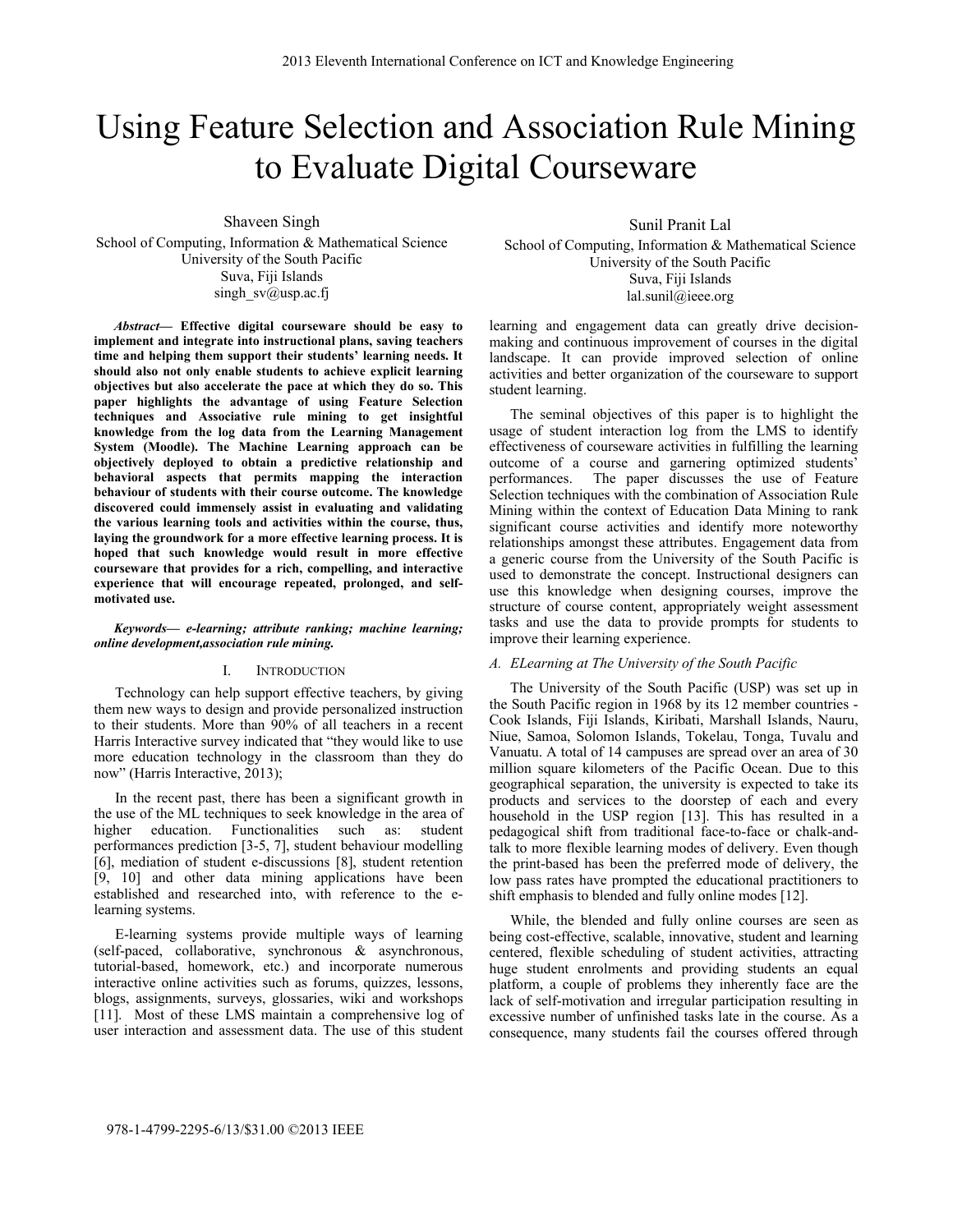# Using Feature Selection and Association Rule Mining to Evaluate Digital Courseware

Shaveen Singh
School of Computing, Information & Mathematical Science
University of the South Pacific
Suva, Fiji Islands
singh_sv@usp.ac.fj

Sunil Pranit Lal
School of Computing, Information & Mathematical Science
University of the South Pacific
Suva, Fiji Islands
lal.sunil@ieee.org

***Abstract*— Effective digital courseware should be easy to implement and integrate into instructional plans, saving teachers time and helping them support their students' learning needs. It should also not only enable students to achieve explicit learning objectives but also accelerate the pace at which they do so. This paper highlights the advantage of using Feature Selection techniques and Associative rule mining to get insightful knowledge from the log data from the Learning Management System (Moodle). The Machine Learning approach can be objectively deployed to obtain a predictive relationship and behavioral aspects that permits mapping the interaction behaviour of students with their course outcome. The knowledge discovered could immensely assist in evaluating and validating the various learning tools and activities within the course, thus, laying the groundwork for a more effective learning process. It is hoped that such knowledge would result in more effective courseware that provides for a rich, compelling, and interactive experience that will encourage repeated, prolonged, and self-motivated use.**

***Keywords*— e-learning; attribute ranking; machine learning; online development,association rule mining.**

## I. Introduction

Technology can help support effective teachers, by giving them new ways to design and provide personalized instruction to their students. More than 90% of all teachers in a recent Harris Interactive survey indicated that "they would like to use more education technology in the classroom than they do now" (Harris Interactive, 2013);

In the recent past, there has been a significant growth in the use of the ML techniques to seek knowledge in the area of higher education. Functionalities such as: student performances prediction [3-5, 7], student behaviour modelling [6], mediation of student e-discussions [8], student retention [9, 10] and other data mining applications have been established and researched into, with reference to the e-learning systems.

E-learning systems provide multiple ways of learning (self-paced, collaborative, synchronous & asynchronous, tutorial-based, homework, etc.) and incorporate numerous interactive online activities such as forums, quizzes, lessons, blogs, assignments, surveys, glossaries, wiki and workshops [11]. Most of these LMS maintain a comprehensive log of user interaction and assessment data. The use of this student learning and engagement data can greatly drive decision-making and continuous improvement of courses in the digital landscape. It can provide improved selection of online activities and better organization of the courseware to support student learning.

The seminal objectives of this paper is to highlight the usage of student interaction log from the LMS to identify effectiveness of courseware activities in fulfilling the learning outcome of a course and garnering optimized students' performances. The paper discusses the use of Feature Selection techniques with the combination of Association Rule Mining within the context of Education Data Mining to rank significant course activities and identify more noteworthy relationships amongst these attributes. Engagement data from a generic course from the University of the South Pacific is used to demonstrate the concept. Instructional designers can use this knowledge when designing courses, improve the structure of course content, appropriately weight assessment tasks and use the data to provide prompts for students to improve their learning experience.

### *A. ELearning at The University of the South Pacific*

The University of the South Pacific (USP) was set up in the South Pacific region in 1968 by its 12 member countries - Cook Islands, Fiji Islands, Kiribati, Marshall Islands, Nauru, Niue, Samoa, Solomon Islands, Tokelau, Tonga, Tuvalu and Vanuatu. A total of 14 campuses are spread over an area of 30 million square kilometers of the Pacific Ocean. Due to this geographical separation, the university is expected to take its products and services to the doorstep of each and every household in the USP region [13]. This has resulted in a pedagogical shift from traditional face-to-face or chalk-and-talk to more flexible learning modes of delivery. Even though the print-based has been the preferred mode of delivery, the low pass rates have prompted the educational practitioners to shift emphasis to blended and fully online modes [12].

While, the blended and fully online courses are seen as being cost-effective, scalable, innovative, student and learning centered, flexible scheduling of student activities, attracting huge student enrolments and providing students an equal platform, a couple of problems they inherently face are the lack of self-motivation and irregular participation resulting in excessive number of unfinished tasks late in the course. As a consequence, many students fail the courses offered through

978-1-4799-2295-6/13/$31.00 ©2013 IEEE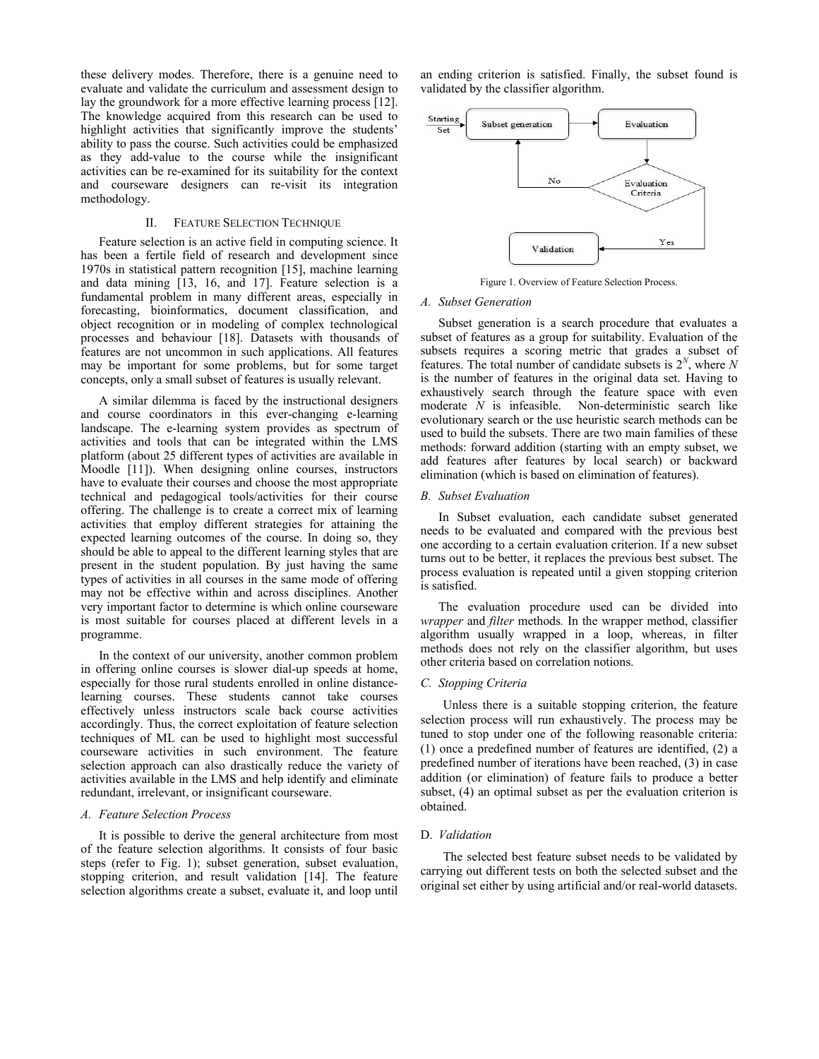these delivery modes. Therefore, there is a genuine need to evaluate and validate the curriculum and assessment design to lay the groundwork for a more effective learning process [12]. The knowledge acquired from this research can be used to highlight activities that significantly improve the students' ability to pass the course. Such activities could be emphasized as they add-value to the course while the insignificant activities can be re-examined for its suitability for the context and courseware designers can re-visit its integration methodology.

## II. Feature Selection Technique

Feature selection is an active field in computing science. It has been a fertile field of research and development since 1970s in statistical pattern recognition [15], machine learning and data mining [13, 16, and 17]. Feature selection is a fundamental problem in many different areas, especially in forecasting, bioinformatics, document classification, and object recognition or in modeling of complex technological processes and behaviour [18]. Datasets with thousands of features are not uncommon in such applications. All features may be important for some problems, but for some target concepts, only a small subset of features is usually relevant.

A similar dilemma is faced by the instructional designers and course coordinators in this ever-changing e-learning landscape. The e-learning system provides as spectrum of activities and tools that can be integrated within the LMS platform (about 25 different types of activities are available in Moodle [11]). When designing online courses, instructors have to evaluate their courses and choose the most appropriate technical and pedagogical tools/activities for their course offering. The challenge is to create a correct mix of learning activities that employ different strategies for attaining the expected learning outcomes of the course. In doing so, they should be able to appeal to the different learning styles that are present in the student population. By just having the same types of activities in all courses in the same mode of offering may not be effective within and across disciplines. Another very important factor to determine is which online courseware is most suitable for courses placed at different levels in a programme.

In the context of our university, another common problem in offering online courses is slower dial-up speeds at home, especially for those rural students enrolled in online distance-learning courses. These students cannot take courses effectively unless instructors scale back course activities accordingly. Thus, the correct exploitation of feature selection techniques of ML can be used to highlight most successful courseware activities in such environment. The feature selection approach can also drastically reduce the variety of activities available in the LMS and help identify and eliminate redundant, irrelevant, or insignificant courseware.

### A. Feature Selection Process

It is possible to derive the general architecture from most of the feature selection algorithms. It consists of four basic steps (refer to Fig. 1); subset generation, subset evaluation, stopping criterion, and result validation [14]. The feature selection algorithms create a subset, evaluate it, and loop until an ending criterion is satisfied. Finally, the subset found is validated by the classifier algorithm.

Starting Set
Subset generation
Evaluation
Evaluation Criteria
No
Yes
Validation

Figure 1. Overview of Feature Selection Process.

### A. Subset Generation

Subset generation is a search procedure that evaluates a subset of features as a group for suitability. Evaluation of the subsets requires a scoring metric that grades a subset of features. The total number of candidate subsets is $2^N$, where $N$ is the number of features in the original data set. Having to exhaustively search through the feature space with even moderate $N$ is infeasible. Non-deterministic search like evolutionary search or the use heuristic search methods can be used to build the subsets. There are two main families of these methods: forward addition (starting with an empty subset, we add features after features by local search) or backward elimination (which is based on elimination of features).

### B. Subset Evaluation

In Subset evaluation, each candidate subset generated needs to be evaluated and compared with the previous best one according to a certain evaluation criterion. If a new subset turns out to be better, it replaces the previous best subset. The process evaluation is repeated until a given stopping criterion is satisfied.

The evaluation procedure used can be divided into *wrapper* and *filter* methods. In the wrapper method, classifier algorithm usually wrapped in a loop, whereas, in filter methods does not rely on the classifier algorithm, but uses other criteria based on correlation notions.

### C. Stopping Criteria

Unless there is a suitable stopping criterion, the feature selection process will run exhaustively. The process may be tuned to stop under one of the following reasonable criteria: (1) once a predefined number of features are identified, (2) a predefined number of iterations have been reached, (3) in case addition (or elimination) of feature fails to produce a better subset, (4) an optimal subset as per the evaluation criterion is obtained.

### D. Validation

The selected best feature subset needs to be validated by carrying out different tests on both the selected subset and the original set either by using artificial and/or real-world datasets.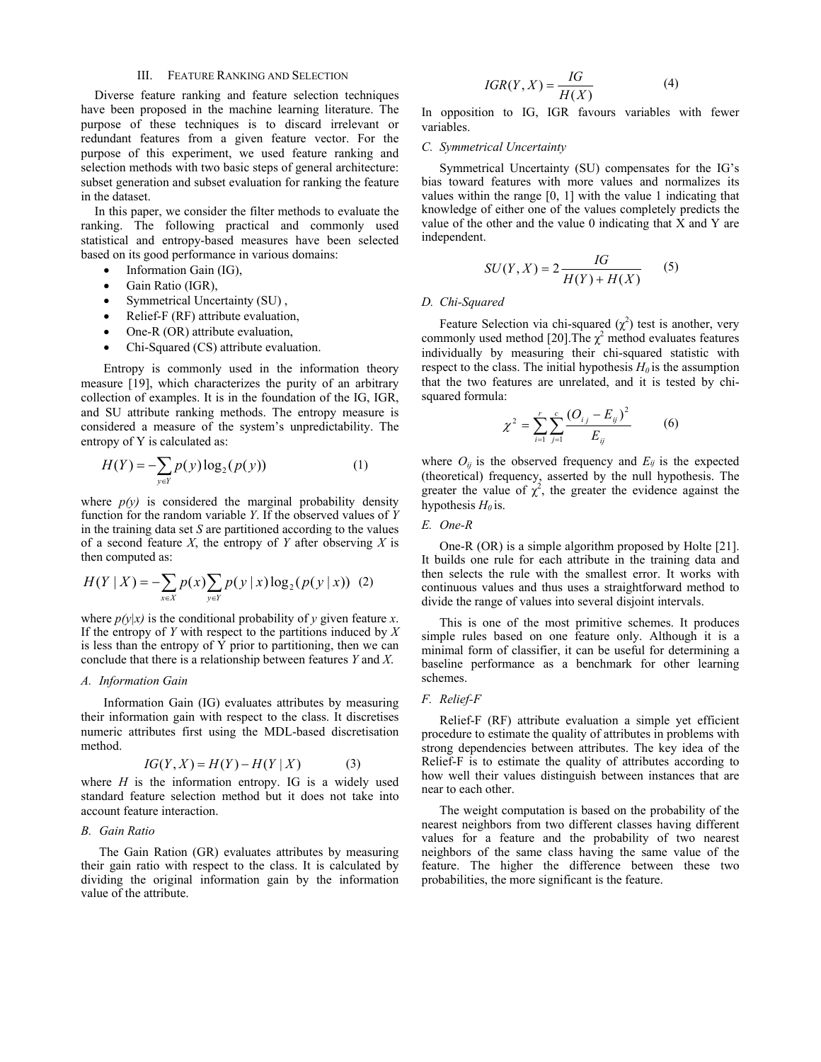## III. Feature Ranking and Selection

Diverse feature ranking and feature selection techniques have been proposed in the machine learning literature. The purpose of these techniques is to discard irrelevant or redundant features from a given feature vector. For the purpose of this experiment, we used feature ranking and selection methods with two basic steps of general architecture: subset generation and subset evaluation for ranking the feature in the dataset.

In this paper, we consider the filter methods to evaluate the ranking. The following practical and commonly used statistical and entropy-based measures have been selected based on its good performance in various domains:

- Information Gain (IG),
- Gain Ratio (IGR),
- Symmetrical Uncertainty (SU) ,
- Relief-F (RF) attribute evaluation,
- One-R (OR) attribute evaluation,
- Chi-Squared (CS) attribute evaluation.

Entropy is commonly used in the information theory measure [19], which characterizes the purity of an arbitrary collection of examples. It is in the foundation of the IG, IGR, and SU attribute ranking methods. The entropy measure is considered a measure of the system's unpredictability. The entropy of Y is calculated as:

$$H(Y) = -\sum_{y \in Y} p(y) \log_2 (p(y)) \qquad (1)$$

where $p(y)$ is considered the marginal probability density function for the random variable $Y$. If the observed values of $Y$ in the training data set $S$ are partitioned according to the values of a second feature $X$, the entropy of $Y$ after observing $X$ is then computed as:

$$H(Y \mid X) = -\sum_{x \in X} p(x) \sum_{y \in Y} p(y \mid x) \log_2 (p(y \mid x)) \qquad (2)$$

where $p(y|x)$ is the conditional probability of $y$ given feature $x$. If the entropy of $Y$ with respect to the partitions induced by $X$ is less than the entropy of Y prior to partitioning, then we can conclude that there is a relationship between features $Y$ and $X$.

### A. Information Gain

Information Gain (IG) evaluates attributes by measuring their information gain with respect to the class. It discretises numeric attributes first using the MDL-based discretisation method.

$$IG(Y, X) = H(Y) - H(Y \mid X) \qquad (3)$$

where $H$ is the information entropy. IG is a widely used standard feature selection method but it does not take into account feature interaction.

### B. Gain Ratio

The Gain Ration (GR) evaluates attributes by measuring their gain ratio with respect to the class. It is calculated by dividing the original information gain by the information value of the attribute.

$$IGR(Y, X) = \frac{IG}{H(X)} \qquad (4)$$

In opposition to IG, IGR favours variables with fewer variables.

### C. Symmetrical Uncertainty

Symmetrical Uncertainty (SU) compensates for the IG's bias toward features with more values and normalizes its values within the range [0, 1] with the value 1 indicating that knowledge of either one of the values completely predicts the value of the other and the value 0 indicating that X and Y are independent.

$$SU(Y, X) = 2\frac{IG}{H(Y) + H(X)} \qquad (5)$$

### D. Chi-Squared

Feature Selection via chi-squared ($\chi^2$) test is another, very commonly used method [20].The $\chi^2$ method evaluates features individually by measuring their chi-squared statistic with respect to the class. The initial hypothesis $H_0$ is the assumption that the two features are unrelated, and it is tested by chi-squared formula:

$$\chi^2 = \sum_{i=1}^{r} \sum_{j=1}^{c} \frac{(O_{ij} - E_{ij})^2}{E_{ij}} \qquad (6)$$

where $O_{ij}$ is the observed frequency and $E_{ij}$ is the expected (theoretical) frequency, asserted by the null hypothesis. The greater the value of $\chi^2$, the greater the evidence against the hypothesis $H_0$ is.

### E. One-R

One-R (OR) is a simple algorithm proposed by Holte [21]. It builds one rule for each attribute in the training data and then selects the rule with the smallest error. It works with continuous values and thus uses a straightforward method to divide the range of values into several disjoint intervals.

This is one of the most primitive schemes. It produces simple rules based on one feature only. Although it is a minimal form of classifier, it can be useful for determining a baseline performance as a benchmark for other learning schemes.

### F. Relief-F

Relief-F (RF) attribute evaluation a simple yet efficient procedure to estimate the quality of attributes in problems with strong dependencies between attributes. The key idea of the Relief-F is to estimate the quality of attributes according to how well their values distinguish between instances that are near to each other.

The weight computation is based on the probability of the nearest neighbors from two different classes having different values for a feature and the probability of two nearest neighbors of the same class having the same value of the feature. The higher the difference between these two probabilities, the more significant is the feature.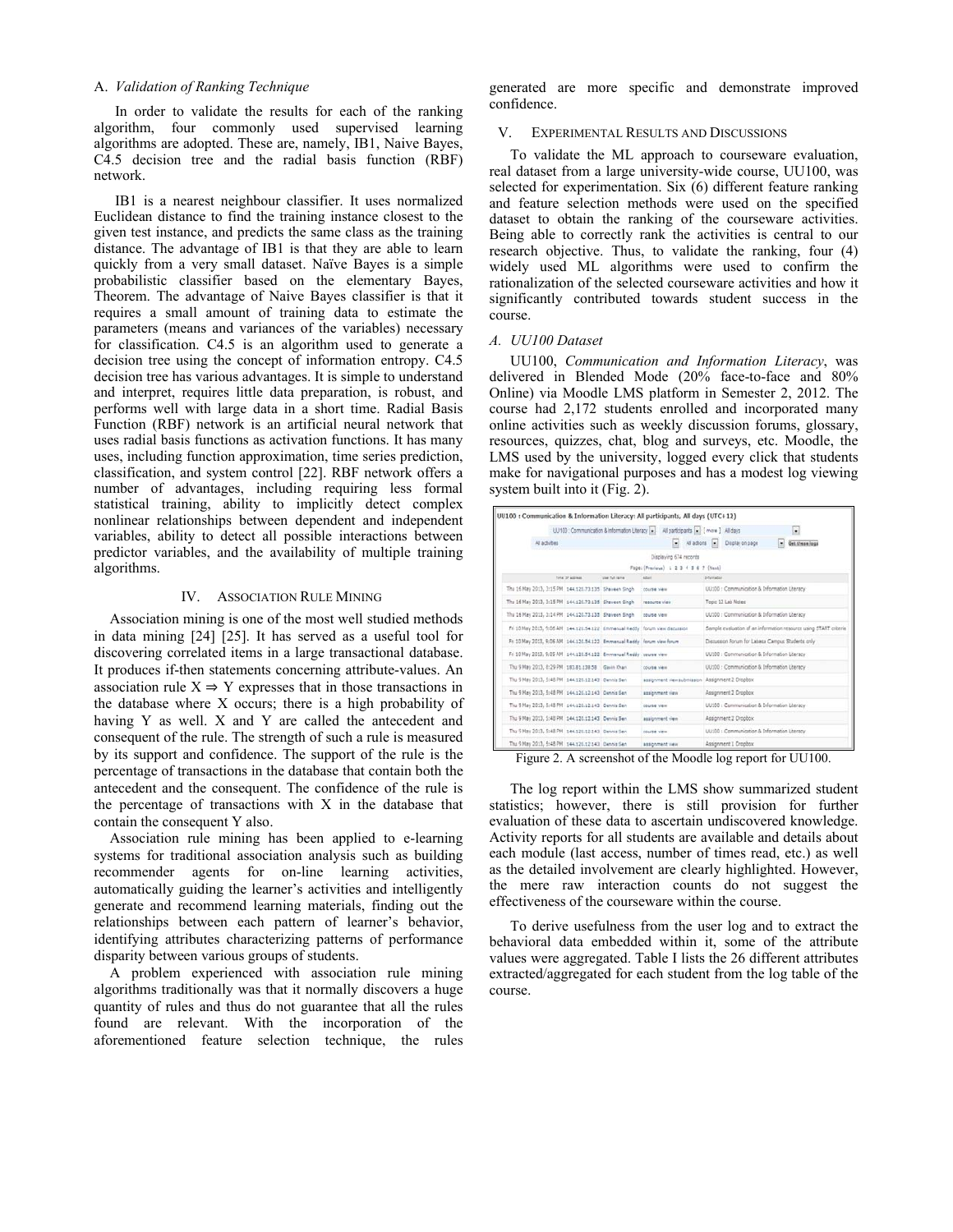### A. *Validation of Ranking Technique*

In order to validate the results for each of the ranking algorithm, four commonly used supervised learning algorithms are adopted. These are, namely, IB1, Naive Bayes, C4.5 decision tree and the radial basis function (RBF) network.

IB1 is a nearest neighbour classifier. It uses normalized Euclidean distance to find the training instance closest to the given test instance, and predicts the same class as the training distance. The advantage of IB1 is that they are able to learn quickly from a very small dataset. Naïve Bayes is a simple probabilistic classifier based on the elementary Bayes, Theorem. The advantage of Naive Bayes classifier is that it requires a small amount of training data to estimate the parameters (means and variances of the variables) necessary for classification. C4.5 is an algorithm used to generate a decision tree using the concept of information entropy. C4.5 decision tree has various advantages. It is simple to understand and interpret, requires little data preparation, is robust, and performs well with large data in a short time. Radial Basis Function (RBF) network is an artificial neural network that uses radial basis functions as activation functions. It has many uses, including function approximation, time series prediction, classification, and system control [22]. RBF network offers a number of advantages, including requiring less formal statistical training, ability to implicitly detect complex nonlinear relationships between dependent and independent variables, ability to detect all possible interactions between predictor variables, and the availability of multiple training algorithms.

## IV. Association Rule Mining

Association mining is one of the most well studied methods in data mining [24] [25]. It has served as a useful tool for discovering correlated items in a large transactional database. It produces if-then statements concerning attribute-values. An association rule $X \Rightarrow Y$ expresses that in those transactions in the database where X occurs; there is a high probability of having Y as well. X and Y are called the antecedent and consequent of the rule. The strength of such a rule is measured by its support and confidence. The support of the rule is the percentage of transactions in the database that contain both the antecedent and the consequent. The confidence of the rule is the percentage of transactions with X in the database that contain the consequent Y also.

Association rule mining has been applied to e-learning systems for traditional association analysis such as building recommender agents for on-line learning activities, automatically guiding the learner's activities and intelligently generate and recommend learning materials, finding out the relationships between each pattern of learner's behavior, identifying attributes characterizing patterns of performance disparity between various groups of students.

A problem experienced with association rule mining algorithms traditionally was that it normally discovers a huge quantity of rules and thus do not guarantee that all the rules found are relevant. With the incorporation of the aforementioned feature selection technique, the rules generated are more specific and demonstrate improved confidence.

## V. Experimental Results and Discussions

To validate the ML approach to courseware evaluation, real dataset from a large university-wide course, UU100, was selected for experimentation. Six (6) different feature ranking and feature selection methods were used on the specified dataset to obtain the ranking of the courseware activities. Being able to correctly rank the activities is central to our research objective. Thus, to validate the ranking, four (4) widely used ML algorithms were used to confirm the rationalization of the selected courseware activities and how it significantly contributed towards student success in the course.

### A. *UU100 Dataset*

UU100, *Communication and Information Literacy*, was delivered in Blended Mode (20% face-to-face and 80% Online) via Moodle LMS platform in Semester 2, 2012. The course had 2,172 students enrolled and incorporated many online activities such as weekly discussion forums, glossary, resources, quizzes, chat, blog and surveys, etc. Moodle, the LMS used by the university, logged every click that students make for navigational purposes and has a modest log viewing system built into it (Fig. 2).

Figure 2. A screenshot of the Moodle log report for UU100.

The log report within the LMS show summarized student statistics; however, there is still provision for further evaluation of these data to ascertain undiscovered knowledge. Activity reports for all students are available and details about each module (last access, number of times read, etc.) as well as the detailed involvement are clearly highlighted. However, the mere raw interaction counts do not suggest the effectiveness of the courseware within the course.

To derive usefulness from the user log and to extract the behavioral data embedded within it, some of the attribute values were aggregated. Table I lists the 26 different attributes extracted/aggregated for each student from the log table of the course.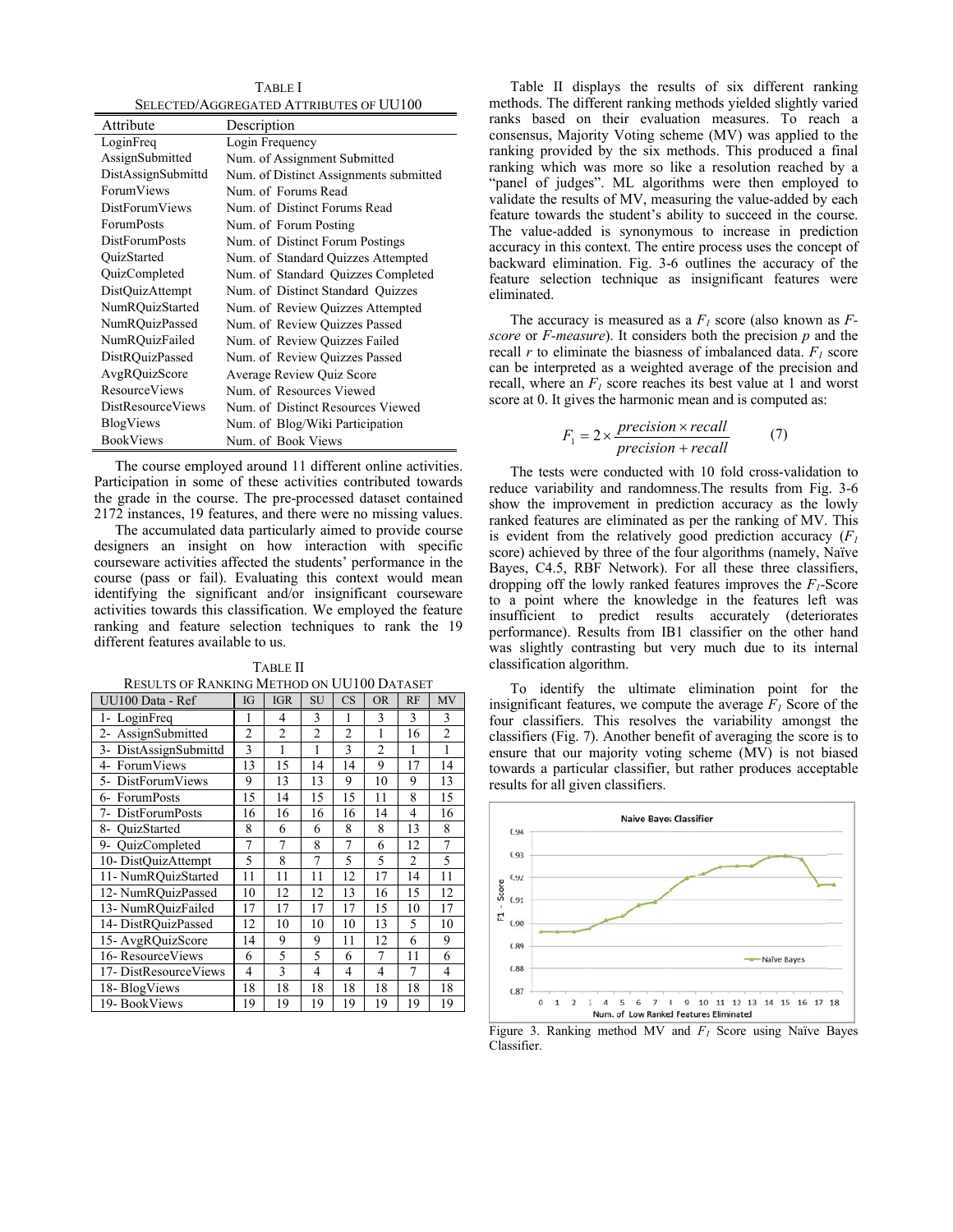TABLE I
SELECTED/AGGREGATED ATTRIBUTES OF UU100

| Attribute | Description |
| --- | --- |
| LoginFreq | Login Frequency |
| AssignSubmitted | Num. of Assignment Submitted |
| DistAssignSubmittd | Num. of Distinct Assignments submitted |
| ForumViews | Num. of Forums Read |
| DistForumViews | Num. of Distinct Forums Read |
| ForumPosts | Num. of Forum Posting |
| DistForumPosts | Num. of Distinct Forum Postings |
| QuizStarted | Num. of Standard Quizzes Attempted |
| QuizCompleted | Num. of Standard Quizzes Completed |
| DistQuizAttempt | Num. of Distinct Standard Quizzes |
| NumRQuizStarted | Num. of Review Quizzes Attempted |
| NumRQuizPassed | Num. of Review Quizzes Passed |
| NumRQuizFailed | Num. of Review Quizzes Failed |
| DistRQuizPassed | Num. of Review Quizzes Passed |
| AvgRQuizScore | Average Review Quiz Score |
| ResourceViews | Num. of Resources Viewed |
| DistResourceViews | Num. of Distinct Resources Viewed |
| BlogViews | Num. of Blog/Wiki Participation |
| BookViews | Num. of Book Views |

The course employed around 11 different online activities. Participation in some of these activities contributed towards the grade in the course. The pre-processed dataset contained 2172 instances, 19 features, and there were no missing values.

The accumulated data particularly aimed to provide course designers an insight on how interaction with specific courseware activities affected the students' performance in the course (pass or fail). Evaluating this context would mean identifying the significant and/or insignificant courseware activities towards this classification. We employed the feature ranking and feature selection techniques to rank the 19 different features available to us.

TABLE II
RESULTS OF RANKING METHOD ON UU100 DATASET

| UU100 Data - Ref | IG | IGR | SU | CS | OR | RF | MV |
| --- | --- | --- | --- | --- | --- | --- | --- |
| 1- LoginFreq | 1 | 4 | 3 | 1 | 3 | 3 | 3 |
| 2- AssignSubmitted | 2 | 2 | 2 | 2 | 1 | 16 | 2 |
| 3- DistAssignSubmittd | 3 | 1 | 1 | 3 | 2 | 1 | 1 |
| 4- ForumViews | 13 | 15 | 14 | 14 | 9 | 17 | 14 |
| 5- DistForumViews | 9 | 13 | 13 | 9 | 10 | 9 | 13 |
| 6- ForumPosts | 15 | 14 | 15 | 15 | 11 | 8 | 15 |
| 7- DistForumPosts | 16 | 16 | 16 | 16 | 14 | 4 | 16 |
| 8- QuizStarted | 8 | 6 | 6 | 8 | 8 | 13 | 8 |
| 9- QuizCompleted | 7 | 7 | 8 | 7 | 6 | 12 | 7 |
| 10- DistQuizAttempt | 5 | 8 | 7 | 5 | 5 | 2 | 5 |
| 11- NumRQuizStarted | 11 | 11 | 11 | 12 | 17 | 14 | 11 |
| 12- NumRQuizPassed | 10 | 12 | 12 | 13 | 16 | 15 | 12 |
| 13- NumRQuizFailed | 17 | 17 | 17 | 17 | 15 | 10 | 17 |
| 14- DistRQuizPassed | 12 | 10 | 10 | 10 | 13 | 5 | 10 |
| 15- AvgRQuizScore | 14 | 9 | 9 | 11 | 12 | 6 | 9 |
| 16- ResourceViews | 6 | 5 | 5 | 6 | 7 | 11 | 6 |
| 17- DistResourceViews | 4 | 3 | 4 | 4 | 4 | 7 | 4 |
| 18- BlogViews | 18 | 18 | 18 | 18 | 18 | 18 | 18 |
| 19- BookViews | 19 | 19 | 19 | 19 | 19 | 19 | 19 |

Table II displays the results of six different ranking methods. The different ranking methods yielded slightly varied ranks based on their evaluation measures. To reach a consensus, Majority Voting scheme (MV) was applied to the ranking provided by the six methods. This produced a final ranking which was more so like a resolution reached by a "panel of judges". ML algorithms were then employed to validate the results of MV, measuring the value-added by each feature towards the student's ability to succeed in the course. The value-added is synonymous to increase in prediction accuracy in this context. The entire process uses the concept of backward elimination. Fig. 3-6 outlines the accuracy of the feature selection technique as insignificant features were eliminated.

The accuracy is measured as a $F_1$ score (also known as *F-score* or *F-measure*). It considers both the precision $p$ and the recall $r$ to eliminate the biasness of imbalanced data. $F_1$ score can be interpreted as a weighted average of the precision and recall, where an $F_1$ score reaches its best value at 1 and worst score at 0. It gives the harmonic mean and is computed as:

$$F_1 = 2 \times \frac{precision \times recall}{precision + recall} \qquad (7)$$

The tests were conducted with 10 fold cross-validation to reduce variability and randomness. The results from Fig. 3-6 show the improvement in prediction accuracy as the lowly ranked features are eliminated as per the ranking of MV. This is evident from the relatively good prediction accuracy ($F_1$ score) achieved by three of the four algorithms (namely, Naïve Bayes, C4.5, RBF Network). For all these three classifiers, dropping off the lowly ranked features improves the $F_1$-Score to a point where the knowledge in the features left was insufficient to predict results accurately (deteriorates performance). Results from IB1 classifier on the other hand was slightly contrasting but very much due to its internal classification algorithm.

To identify the ultimate elimination point for the insignificant features, we compute the average $F_1$ Score of the four classifiers (Fig. 7). This resolves the variability amongst the classifiers. Another benefit of averaging the score is to ensure that our majority voting scheme (MV) is not biased towards a particular classifier, but rather produces acceptable results for all given classifiers.

Figure 3. Ranking method MV and $F_1$ Score using Naïve Bayes Classifier.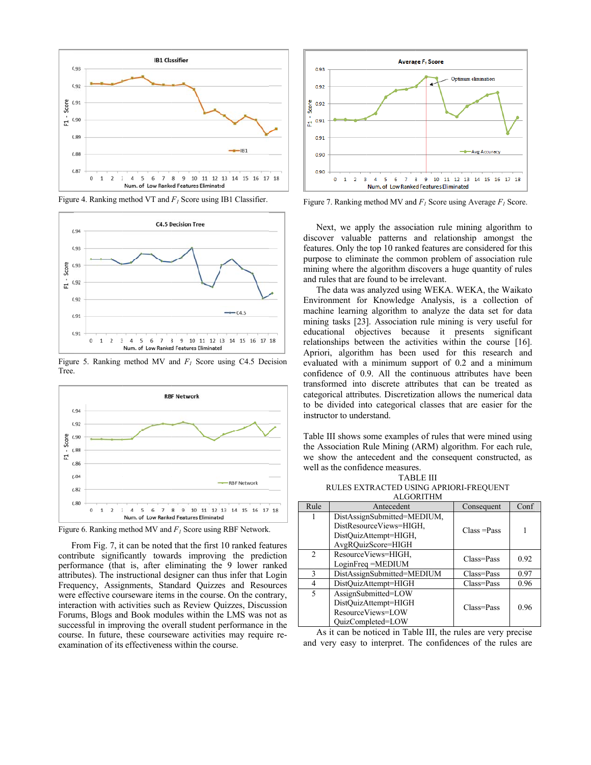Figure 4. Ranking method VT and $F_1$ Score using IB1 Classifier.

Figure 5. Ranking method MV and $F_1$ Score using C4.5 Decision Tree.

Figure 6. Ranking method MV and $F_1$ Score using RBF Network.

From Fig. 7, it can be noted that the first 10 ranked features contribute significantly towards improving the prediction performance (that is, after eliminating the 9 lower ranked attributes). The instructional designer can thus infer that Login Frequency, Assignments, Standard Quizzes and Resources were effective courseware items in the course. On the contrary, interaction with activities such as Review Quizzes, Discussion Forums, Blogs and Book modules within the LMS was not as successful in improving the overall student performance in the course. In future, these courseware activities may require re-examination of its effectiveness within the course.

Figure 7. Ranking method MV and $F_1$ Score using Average $F_1$ Score.

Next, we apply the association rule mining algorithm to discover valuable patterns and relationship amongst the features. Only the top 10 ranked features are considered for this purpose to eliminate the common problem of association rule mining where the algorithm discovers a huge quantity of rules and rules that are found to be irrelevant.

The data was analyzed using WEKA. WEKA, the Waikato Environment for Knowledge Analysis, is a collection of machine learning algorithm to analyze the data set for data mining tasks [23]. Association rule mining is very useful for educational objectives because it presents significant relationships between the activities within the course [16]. Apriori, algorithm has been used for this research and evaluated with a minimum support of 0.2 and a minimum confidence of 0.9. All the continuous attributes have been transformed into discrete attributes that can be treated as categorical attributes. Discretization allows the numerical data to be divided into categorical classes that are easier for the instructor to understand.

Table III shows some examples of rules that were mined using the Association Rule Mining (ARM) algorithm. For each rule, we show the antecedent and the consequent constructed, as well as the confidence measures.

TABLE III
RULES EXTRACTED USING APRIORI-FREQUENT ALGORITHM

| Rule | Antecedent | Consequent | Conf |
|---|---|---|---|
| 1 | DistAssignSubmitted=MEDIUM, DistResourceViews=HIGH, DistQuizAttempt=HIGH, AvgRQuizScore=HIGH | Class =Pass | 1 |
| 2 | ResourceViews=HIGH, LoginFreq =MEDIUM | Class=Pass | 0.92 |
| 3 | DistAssignSubmitted=MEDIUM | Class=Pass | 0.97 |
| 4 | DistQuizAttempt=HIGH | Class=Pass | 0.96 |
| 5 | AssignSubmitted=LOW DistQuizAttempt=HIGH ResourceViews=LOW QuizCompleted=LOW | Class=Pass | 0.96 |

As it can be noticed in Table III, the rules are very precise and very easy to interpret. The confidences of the rules are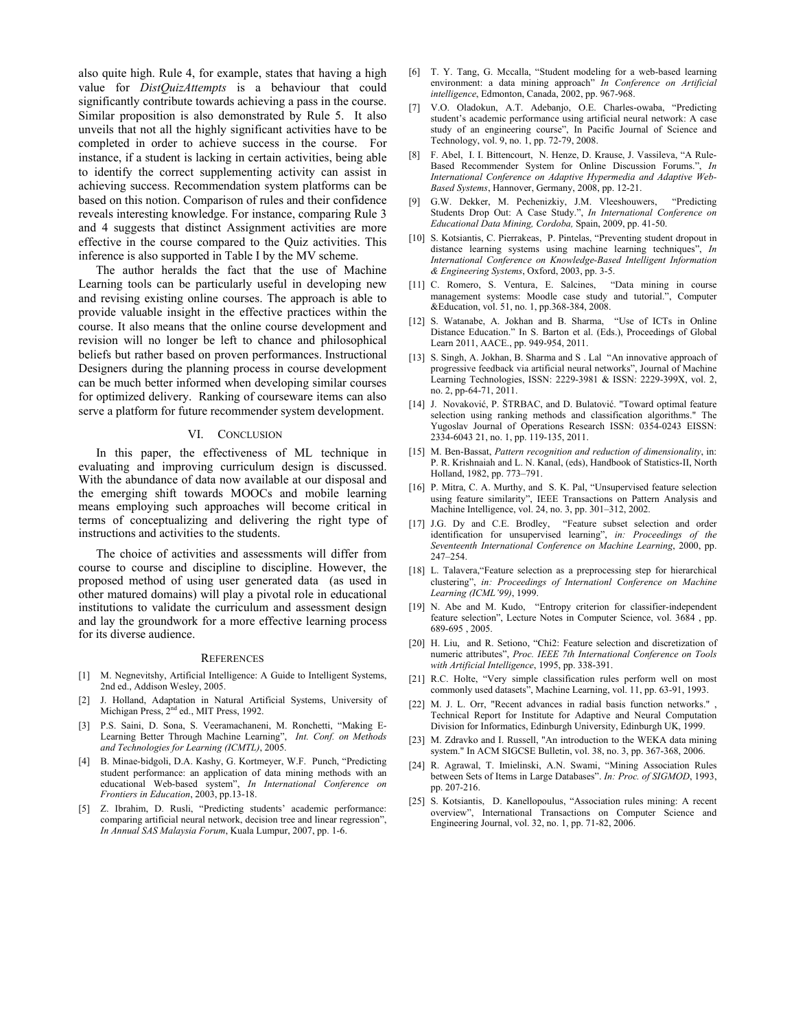also quite high. Rule 4, for example, states that having a high value for *DistQuizAttempts* is a behaviour that could significantly contribute towards achieving a pass in the course. Similar proposition is also demonstrated by Rule 5. It also unveils that not all the highly significant activities have to be completed in order to achieve success in the course. For instance, if a student is lacking in certain activities, being able to identify the correct supplementing activity can assist in achieving success. Recommendation system platforms can be based on this notion. Comparison of rules and their confidence reveals interesting knowledge. For instance, comparing Rule 3 and 4 suggests that distinct Assignment activities are more effective in the course compared to the Quiz activities. This inference is also supported in Table I by the MV scheme.

The author heralds the fact that the use of Machine Learning tools can be particularly useful in developing new and revising existing online courses. The approach is able to provide valuable insight in the effective practices within the course. It also means that the online course development and revision will no longer be left to chance and philosophical beliefs but rather based on proven performances. Instructional Designers during the planning process in course development can be much better informed when developing similar courses for optimized delivery. Ranking of courseware items can also serve a platform for future recommender system development.

## VI. Conclusion

In this paper, the effectiveness of ML technique in evaluating and improving curriculum design is discussed. With the abundance of data now available at our disposal and the emerging shift towards MOOCs and mobile learning means employing such approaches will become critical in terms of conceptualizing and delivering the right type of instructions and activities to the students.

The choice of activities and assessments will differ from course to course and discipline to discipline. However, the proposed method of using user generated data (as used in other matured domains) will play a pivotal role in educational institutions to validate the curriculum and assessment design and lay the groundwork for a more effective learning process for its diverse audience.

## References

[1] M. Negnevitsky, Artificial Intelligence: A Guide to Intelligent Systems, 2nd ed., Addison Wesley, 2005.

[2] J. Holland, Adaptation in Natural Artificial Systems, University of Michigan Press, 2nd ed., MIT Press, 1992.

[3] P.S. Saini, D. Sona, S. Veeramachaneni, M. Ronchetti, "Making E-Learning Better Through Machine Learning", *Int. Conf. on Methods and Technologies for Learning (ICMTL)*, 2005.

[4] B. Minae-bidgoli, D.A. Kashy, G. Kortmeyer, W.F. Punch, "Predicting student performance: an application of data mining methods with an educational Web-based system", *In International Conference on Frontiers in Education*, 2003, pp.13-18.

[5] Z. Ibrahim, D. Rusli, "Predicting students' academic performance: comparing artificial neural network, decision tree and linear regression", *In Annual SAS Malaysia Forum*, Kuala Lumpur, 2007, pp. 1-6.

[6] T. Y. Tang, G. Mccalla, "Student modeling for a web-based learning environment: a data mining approach" *In Conference on Artificial intelligence*, Edmonton, Canada, 2002, pp. 967-968.

[7] V.O. Oladokun, A.T. Adebanjo, O.E. Charles-owaba, "Predicting student's academic performance using artificial neural network: A case study of an engineering course", In Pacific Journal of Science and Technology, vol. 9, no. 1, pp. 72-79, 2008.

[8] F. Abel, I. I. Bittencourt, N. Henze, D. Krause, J. Vassileva, "A Rule-Based Recommender System for Online Discussion Forums.", *In International Conference on Adaptive Hypermedia and Adaptive Web-Based Systems*, Hannover, Germany, 2008, pp. 12-21.

[9] G.W. Dekker, M. Pechenizkiy, J.M. Vleeshouwers, "Predicting Students Drop Out: A Case Study.", *In International Conference on Educational Data Mining, Cordoba,* Spain, 2009, pp. 41-50.

[10] S. Kotsiantis, C. Pierrakeas, P. Pintelas, "Preventing student dropout in distance learning systems using machine learning techniques", *In International Conference on Knowledge-Based Intelligent Information & Engineering Systems*, Oxford, 2003, pp. 3-5.

[11] C. Romero, S. Ventura, E. Salcines, "Data mining in course management systems: Moodle case study and tutorial.", Computer &Education, vol. 51, no. 1, pp.368-384, 2008.

[12] S. Watanabe, A. Jokhan and B. Sharma, "Use of ICTs in Online Distance Education." In S. Barton et al. (Eds.), Proceedings of Global Learn 2011, AACE., pp. 949-954, 2011.

[13] S. Singh, A. Jokhan, B. Sharma and S . Lal "An innovative approach of progressive feedback via artificial neural networks", Journal of Machine Learning Technologies, ISSN: 2229-3981 & ISSN: 2229-399X, vol. 2, no. 2, pp-64-71, 2011.

[14] J. Novaković, P. ŠTRBAC, and D. Bulatović. "Toward optimal feature selection using ranking methods and classification algorithms." The Yugoslav Journal of Operations Research ISSN: 0354-0243 EISSN: 2334-6043 21, no. 1, pp. 119-135, 2011.

[15] M. Ben-Bassat, *Pattern recognition and reduction of dimensionality*, in: P. R. Krishnaiah and L. N. Kanal, (eds), Handbook of Statistics-II, North Holland, 1982, pp. 773–791.

[16] P. Mitra, C. A. Murthy, and S. K. Pal, "Unsupervised feature selection using feature similarity", IEEE Transactions on Pattern Analysis and Machine Intelligence, vol. 24, no. 3, pp. 301–312, 2002.

[17] J.G. Dy and C.E. Brodley, "Feature subset selection and order identification for unsupervised learning", *in: Proceedings of the Seventeenth International Conference on Machine Learning*, 2000, pp. 247–254.

[18] L. Talavera,"Feature selection as a preprocessing step for hierarchical clustering", *in: Proceedings of Internationl Conference on Machine Learning (ICML'99)*, 1999.

[19] N. Abe and M. Kudo, "Entropy criterion for classifier-independent feature selection", Lecture Notes in Computer Science, vol. 3684 , pp. 689-695 , 2005.

[20] H. Liu, and R. Setiono, "Chi2: Feature selection and discretization of numeric attributes", *Proc. IEEE 7th International Conference on Tools with Artificial Intelligence*, 1995, pp. 338-391.

[21] R.C. Holte, "Very simple classification rules perform well on most commonly used datasets", Machine Learning, vol. 11, pp. 63-91, 1993.

[22] M. J. L. Orr, "Recent advances in radial basis function networks." , Technical Report for Institute for Adaptive and Neural Computation Division for Informatics, Edinburgh University, Edinburgh UK, 1999.

[23] M. Zdravko and I. Russell, "An introduction to the WEKA data mining system." In ACM SIGCSE Bulletin, vol. 38, no. 3, pp. 367-368, 2006.

[24] R. Agrawal, T. Imielinski, A.N. Swami, "Mining Association Rules between Sets of Items in Large Databases". *In: Proc. of SIGMOD*, 1993, pp. 207-216.

[25] S. Kotsiantis, D. Kanellopoulus, "Association rules mining: A recent overview", International Transactions on Computer Science and Engineering Journal, vol. 32, no. 1, pp. 71-82, 2006.